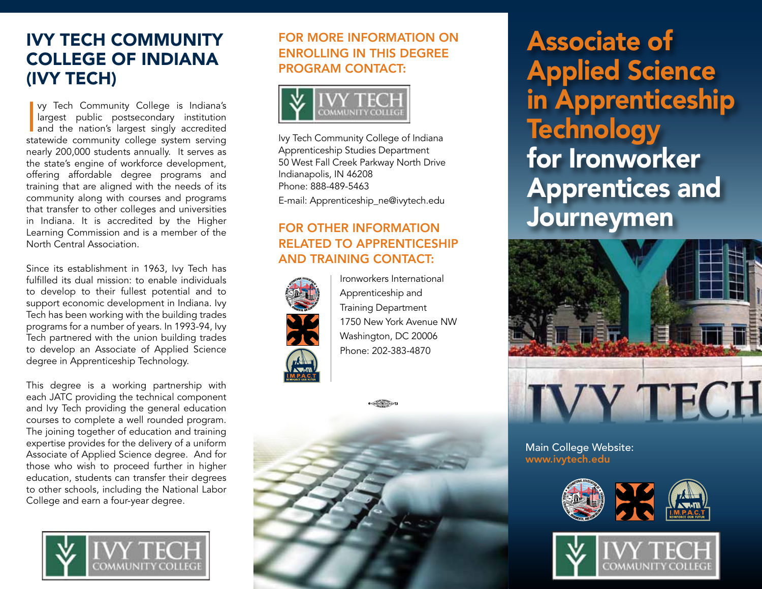# IVY TECH COMMUNITY COLLEGE OF INDIANA (IVY TECH)

Ivy Tech Community College is Indiana's largest public postsecondary institution and the nation's largest singly accredited statewide community college system serving nearly 200,000 students annually. It serves as the state's engine of workforce development, offering affordable degree programs and training that are aligned with the needs of its community along with courses and programs that transfer to other colleges and universities in Indiana. It is accredited by the Higher Learning Commission and is a member of the North Central Association.

Since its establishment in 1963, Ivy Tech has fulfilled its dual mission: to enable individuals to develop to their fullest potential and to support economic development in Indiana. Ivy Tech has been working with the building trades programs for a number of years. In 1993-94, Ivy Tech partnered with the union building trades to develop an Associate of Applied Science degree in Apprenticeship Technology.

This degree is a working partnership with each JATC providing the technical component and Ivy Tech providing the general education courses to complete a well rounded program. The joining together of education and training expertise provides for the delivery of a uniform Associate of Applied Science degree. And for those who wish to proceed further in higher education, students can transfer their degrees to other schools, including the National Labor College and earn a four-year degree.

## FOR MORE INFORMATION ON ENROLLING IN THIS DEGREE PROGRAM CONTACT:

Ivy Tech Community College of Indiana
Apprenticeship Studies Department
50 West Fall Creek Parkway North Drive
Indianapolis, IN 46208
Phone: 888-489-5463
E-mail: Apprenticeship_ne@ivytech.edu

## FOR OTHER INFORMATION RELATED TO APPRENTICESHIP AND TRAINING CONTACT:

Ironworkers International
Apprenticeship and
Training Department
1750 New York Avenue NW
Washington, DC 20006
Phone: 202-383-4870

# Associate of Applied Science in Apprenticeship Technology for Ironworker Apprentices and Journeymen

Main College Website:
www.ivytech.edu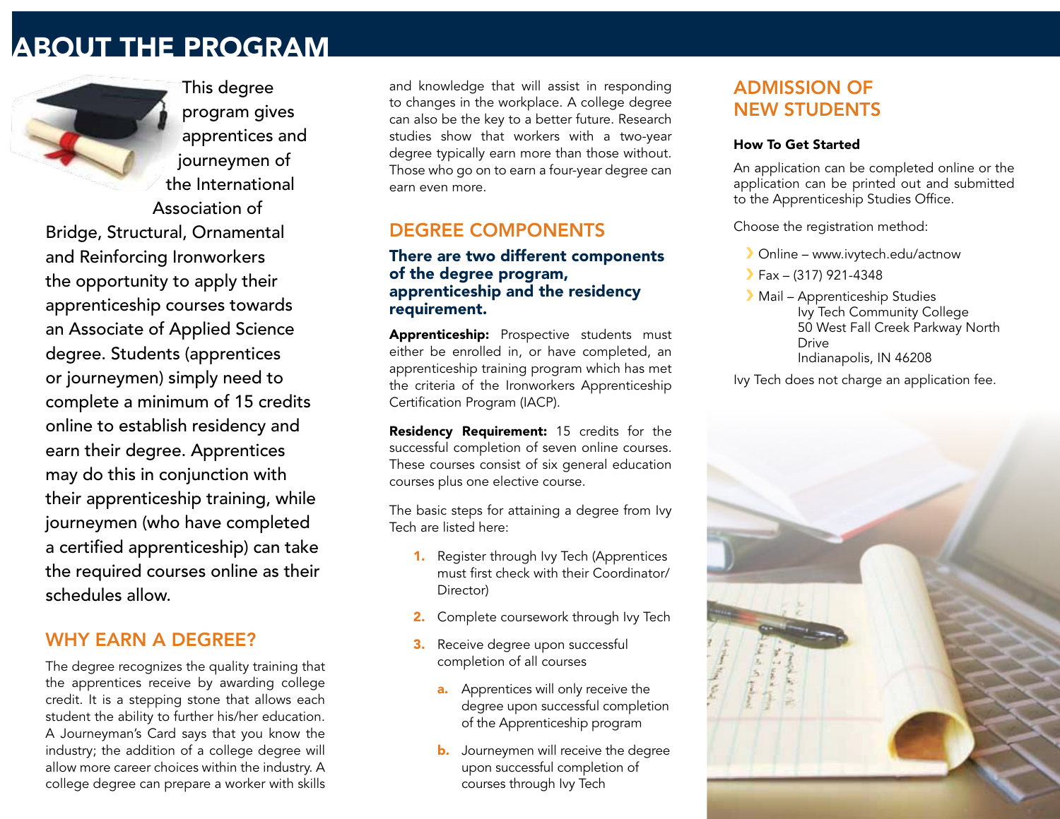# ABOUT THE PROGRAM

This degree program gives apprentices and journeymen of the International Association of Bridge, Structural, Ornamental and Reinforcing Ironworkers the opportunity to apply their apprenticeship courses towards an Associate of Applied Science degree. Students (apprentices or journeymen) simply need to complete a minimum of 15 credits online to establish residency and earn their degree. Apprentices may do this in conjunction with their apprenticeship training, while journeymen (who have completed a certified apprenticeship) can take the required courses online as their schedules allow.

## WHY EARN A DEGREE?

The degree recognizes the quality training that the apprentices receive by awarding college credit. It is a stepping stone that allows each student the ability to further his/her education. A Journeyman's Card says that you know the industry; the addition of a college degree will allow more career choices within the industry. A college degree can prepare a worker with skills and knowledge that will assist in responding to changes in the workplace. A college degree can also be the key to a better future. Research studies show that workers with a two-year degree typically earn more than those without. Those who go on to earn a four-year degree can earn even more.

## DEGREE COMPONENTS

### There are two different components of the degree program, apprenticeship and the residency requirement.

**Apprenticeship:** Prospective students must either be enrolled in, or have completed, an apprenticeship training program which has met the criteria of the Ironworkers Apprenticeship Certification Program (IACP).

**Residency Requirement:** 15 credits for the successful completion of seven online courses. These courses consist of six general education courses plus one elective course.

The basic steps for attaining a degree from Ivy Tech are listed here:

1. Register through Ivy Tech (Apprentices must first check with their Coordinator/ Director)
2. Complete coursework through Ivy Tech
3. Receive degree upon successful completion of all courses
   a. Apprentices will only receive the degree upon successful completion of the Apprenticeship program
   b. Journeymen will receive the degree upon successful completion of courses through Ivy Tech

## ADMISSION OF NEW STUDENTS

**How To Get Started**

An application can be completed online or the application can be printed out and submitted to the Apprenticeship Studies Office.

Choose the registration method:

- Online – www.ivytech.edu/actnow
- Fax – (317) 921-4348
- Mail – Apprenticeship Studies
  Ivy Tech Community College
  50 West Fall Creek Parkway North Drive
  Indianapolis, IN 46208

Ivy Tech does not charge an application fee.